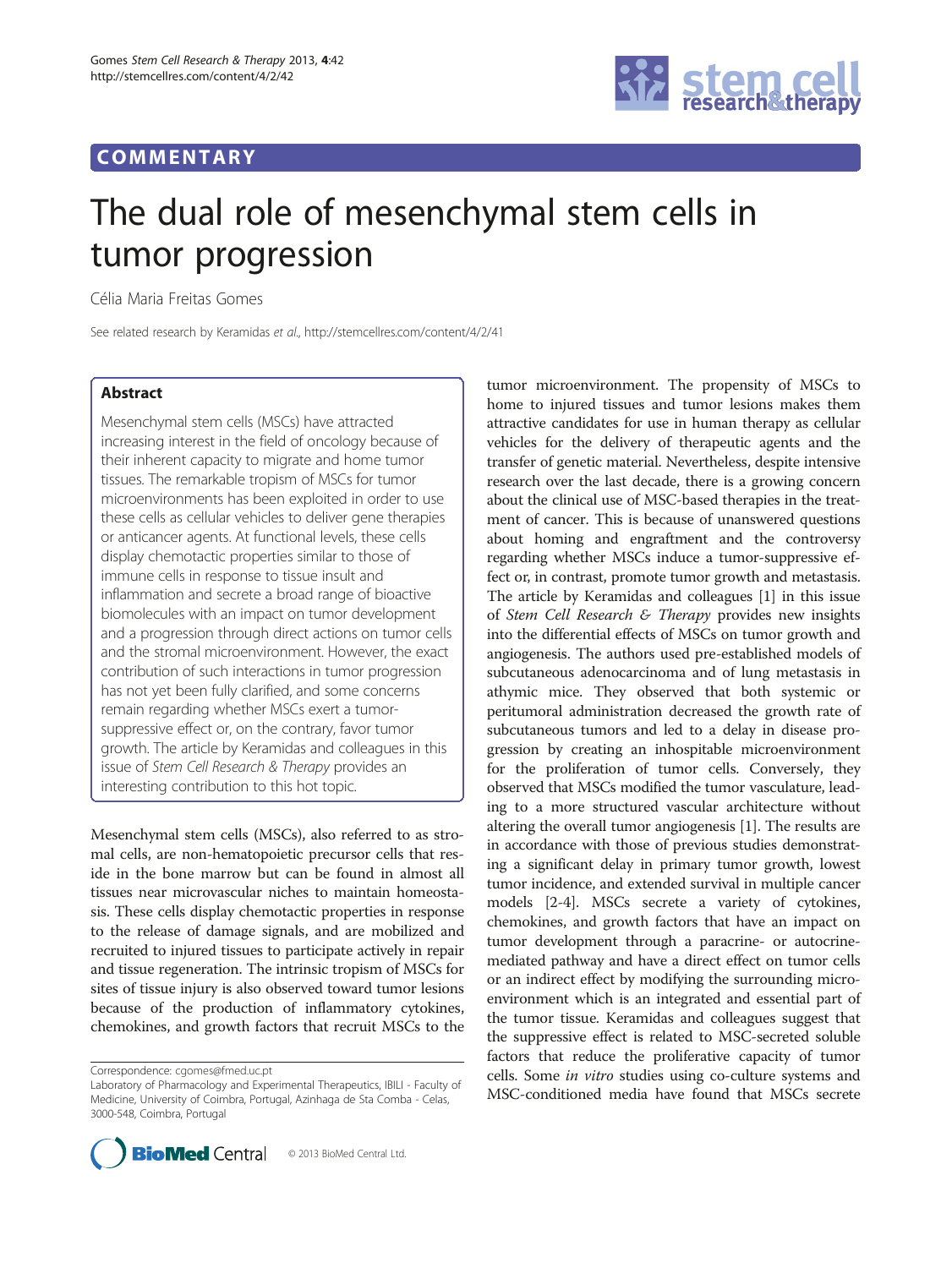## COMMENTARY

# The dual role of mesenchymal stem cells in tumor progression

Célia Maria Freitas Gomes

See related research by Keramidas *et al.*, http://stemcellres.com/content/4/2/41

### Abstract

Mesenchymal stem cells (MSCs) have attracted increasing interest in the field of oncology because of their inherent capacity to migrate and home tumor tissues. The remarkable tropism of MSCs for tumor microenvironments has been exploited in order to use these cells as cellular vehicles to deliver gene therapies or anticancer agents. At functional levels, these cells display chemotactic properties similar to those of immune cells in response to tissue insult and inflammation and secrete a broad range of bioactive biomolecules with an impact on tumor development and a progression through direct actions on tumor cells and the stromal microenvironment. However, the exact contribution of such interactions in tumor progression has not yet been fully clarified, and some concerns remain regarding whether MSCs exert a tumor-suppressive effect or, on the contrary, favor tumor growth. The article by Keramidas and colleagues in this issue of *Stem Cell Research & Therapy* provides an interesting contribution to this hot topic.

Mesenchymal stem cells (MSCs), also referred to as stromal cells, are non-hematopoietic precursor cells that reside in the bone marrow but can be found in almost all tissues near microvascular niches to maintain homeostasis. These cells display chemotactic properties in response to the release of damage signals, and are mobilized and recruited to injured tissues to participate actively in repair and tissue regeneration. The intrinsic tropism of MSCs for sites of tissue injury is also observed toward tumor lesions because of the production of inflammatory cytokines, chemokines, and growth factors that recruit MSCs to the tumor microenvironment. The propensity of MSCs to home to injured tissues and tumor lesions makes them attractive candidates for use in human therapy as cellular vehicles for the delivery of therapeutic agents and the transfer of genetic material. Nevertheless, despite intensive research over the last decade, there is a growing concern about the clinical use of MSC-based therapies in the treatment of cancer. This is because of unanswered questions about homing and engraftment and the controversy regarding whether MSCs induce a tumor-suppressive effect or, in contrast, promote tumor growth and metastasis. The article by Keramidas and colleagues [1] in this issue of *Stem Cell Research & Therapy* provides new insights into the differential effects of MSCs on tumor growth and angiogenesis. The authors used pre-established models of subcutaneous adenocarcinoma and of lung metastasis in athymic mice. They observed that both systemic or peritumoral administration decreased the growth rate of subcutaneous tumors and led to a delay in disease progression by creating an inhospitable microenvironment for the proliferation of tumor cells. Conversely, they observed that MSCs modified the tumor vasculature, leading to a more structured vascular architecture without altering the overall tumor angiogenesis [1]. The results are in accordance with those of previous studies demonstrating a significant delay in primary tumor growth, lowest tumor incidence, and extended survival in multiple cancer models [2-4]. MSCs secrete a variety of cytokines, chemokines, and growth factors that have an impact on tumor development through a paracrine- or autocrine-mediated pathway and have a direct effect on tumor cells or an indirect effect by modifying the surrounding microenvironment which is an integrated and essential part of the tumor tissue. Keramidas and colleagues suggest that the suppressive effect is related to MSC-secreted soluble factors that reduce the proliferative capacity of tumor cells. Some *in vitro* studies using co-culture systems and MSC-conditioned media have found that MSCs secrete

Correspondence: cgomes@fmed.uc.pt
Laboratory of Pharmacology and Experimental Therapeutics, IBILI - Faculty of Medicine, University of Coimbra, Portugal, Azinhaga de Sta Comba - Celas, 3000-548, Coimbra, Portugal

© 2013 BioMed Central Ltd.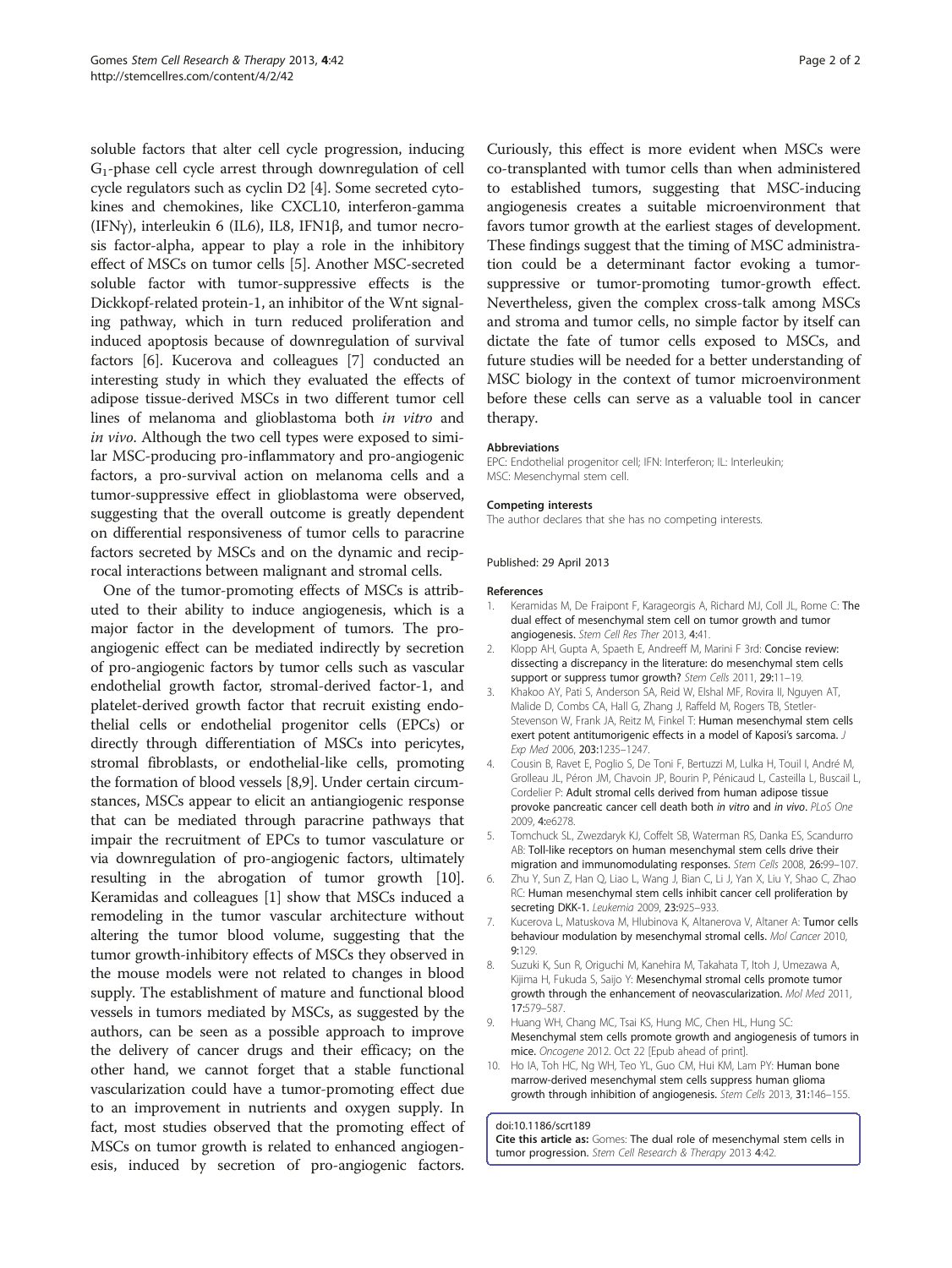soluble factors that alter cell cycle progression, inducing $G_1$-phase cell cycle arrest through downregulation of cell cycle regulators such as cyclin D2 [4]. Some secreted cytokines and chemokines, like CXCL10, interferon-gamma (IFNγ), interleukin 6 (IL6), IL8, IFN1β, and tumor necrosis factor-alpha, appear to play a role in the inhibitory effect of MSCs on tumor cells [5]. Another MSC-secreted soluble factor with tumor-suppressive effects is the Dickkopf-related protein-1, an inhibitor of the Wnt signaling pathway, which in turn reduced proliferation and induced apoptosis because of downregulation of survival factors [6]. Kucerova and colleagues [7] conducted an interesting study in which they evaluated the effects of adipose tissue-derived MSCs in two different tumor cell lines of melanoma and glioblastoma both *in vitro* and *in vivo*. Although the two cell types were exposed to similar MSC-producing pro-inflammatory and pro-angiogenic factors, a pro-survival action on melanoma cells and a tumor-suppressive effect in glioblastoma were observed, suggesting that the overall outcome is greatly dependent on differential responsiveness of tumor cells to paracrine factors secreted by MSCs and on the dynamic and reciprocal interactions between malignant and stromal cells.

One of the tumor-promoting effects of MSCs is attributed to their ability to induce angiogenesis, which is a major factor in the development of tumors. The pro-angiogenic effect can be mediated indirectly by secretion of pro-angiogenic factors by tumor cells such as vascular endothelial growth factor, stromal-derived factor-1, and platelet-derived growth factor that recruit existing endothelial cells or endothelial progenitor cells (EPCs) or directly through differentiation of MSCs into pericytes, stromal fibroblasts, or endothelial-like cells, promoting the formation of blood vessels [8,9]. Under certain circumstances, MSCs appear to elicit an antiangiogenic response that can be mediated through paracrine pathways that impair the recruitment of EPCs to tumor vasculature or via downregulation of pro-angiogenic factors, ultimately resulting in the abrogation of tumor growth [10]. Keramidas and colleagues [1] show that MSCs induced a remodeling in the tumor vascular architecture without altering the tumor blood volume, suggesting that the tumor growth-inhibitory effects of MSCs they observed in the mouse models were not related to changes in blood supply. The establishment of mature and functional blood vessels in tumors mediated by MSCs, as suggested by the authors, can be seen as a possible approach to improve the delivery of cancer drugs and their efficacy; on the other hand, we cannot forget that a stable functional vascularization could have a tumor-promoting effect due to an improvement in nutrients and oxygen supply. In fact, most studies observed that the promoting effect of MSCs on tumor growth is related to enhanced angiogenesis, induced by secretion of pro-angiogenic factors. Curiously, this effect is more evident when MSCs were co-transplanted with tumor cells than when administered to established tumors, suggesting that MSC-inducing angiogenesis creates a suitable microenvironment that favors tumor growth at the earliest stages of development. These findings suggest that the timing of MSC administration could be a determinant factor evoking a tumor-suppressive or tumor-promoting tumor-growth effect. Nevertheless, given the complex cross-talk among MSCs and stroma and tumor cells, no simple factor by itself can dictate the fate of tumor cells exposed to MSCs, and future studies will be needed for a better understanding of MSC biology in the context of tumor microenvironment before these cells can serve as a valuable tool in cancer therapy.

#### Abbreviations

EPC: Endothelial progenitor cell; IFN: Interferon; IL: Interleukin; MSC: Mesenchymal stem cell.

#### Competing interests

The author declares that she has no competing interests.

Published: 29 April 2013

#### References

1. Keramidas M, De Fraipont F, Karageorgis A, Richard MJ, Coll JL, Rome C: **The dual effect of mesenchymal stem cell on tumor growth and tumor angiogenesis.** *Stem Cell Res Ther* 2013, **4**:41.
2. Klopp AH, Gupta A, Spaeth E, Andreeff M, Marini F 3rd: **Concise review: dissecting a discrepancy in the literature: do mesenchymal stem cells support or suppress tumor growth?** *Stem Cells* 2011, **29**:11–19.
3. Khakoo AY, Pati S, Anderson SA, Reid W, Elshal MF, Rovira II, Nguyen AT, Malide D, Combs CA, Hall G, Zhang J, Raffeld M, Rogers TB, Stetler-Stevenson W, Frank JA, Reitz M, Finkel T: **Human mesenchymal stem cells exert potent antitumorigenic effects in a model of Kaposi's sarcoma.** *J Exp Med* 2006, **203**:1235–1247.
4. Cousin B, Ravet E, Poglio S, De Toni F, Bertuzzi M, Lulka H, Touil I, André M, Grolleau JL, Péron JM, Chavoin JP, Bourin P, Pénicaud L, Casteilla L, Buscail L, Cordelier P: **Adult stromal cells derived from human adipose tissue provoke pancreatic cancer cell death both *in vitro* and *in vivo*.** *PLoS One* 2009, **4**:e6278.
5. Tomchuck SL, Zwezdaryk KJ, Coffelt SB, Waterman RS, Danka ES, Scandurro AB: **Toll-like receptors on human mesenchymal stem cells drive their migration and immunomodulating responses.** *Stem Cells* 2008, **26**:99–107.
6. Zhu Y, Sun Z, Han Q, Liao L, Wang J, Bian C, Li J, Yan X, Liu Y, Shao C, Zhao RC: **Human mesenchymal stem cells inhibit cancer cell proliferation by secreting DKK-1.** *Leukemia* 2009, **23**:925–933.
7. Kucerova L, Matuskova M, Hlubinova K, Altanerova V, Altaner A: **Tumor cells behaviour modulation by mesenchymal stromal cells.** *Mol Cancer* 2010, **9**:129.
8. Suzuki K, Sun R, Origuchi M, Kanehira M, Takahata T, Itoh J, Umezawa A, Kijima H, Fukuda S, Saijo Y: **Mesenchymal stromal cells promote tumor growth through the enhancement of neovascularization.** *Mol Med* 2011, **17**:579–587.
9. Huang WH, Chang MC, Tsai KS, Hung MC, Chen HL, Hung SC: **Mesenchymal stem cells promote growth and angiogenesis of tumors in mice.** *Oncogene* 2012. Oct 22 [Epub ahead of print].
10. Ho IA, Toh HC, Ng WH, Teo YL, Guo CM, Hui KM, Lam PY: **Human bone marrow-derived mesenchymal stem cells suppress human glioma growth through inhibition of angiogenesis.** *Stem Cells* 2013, **31**:146–155.

doi:10.1186/scrt189

**Cite this article as:** Gomes: The dual role of mesenchymal stem cells in tumor progression. *Stem Cell Research & Therapy* 2013 **4**:42.